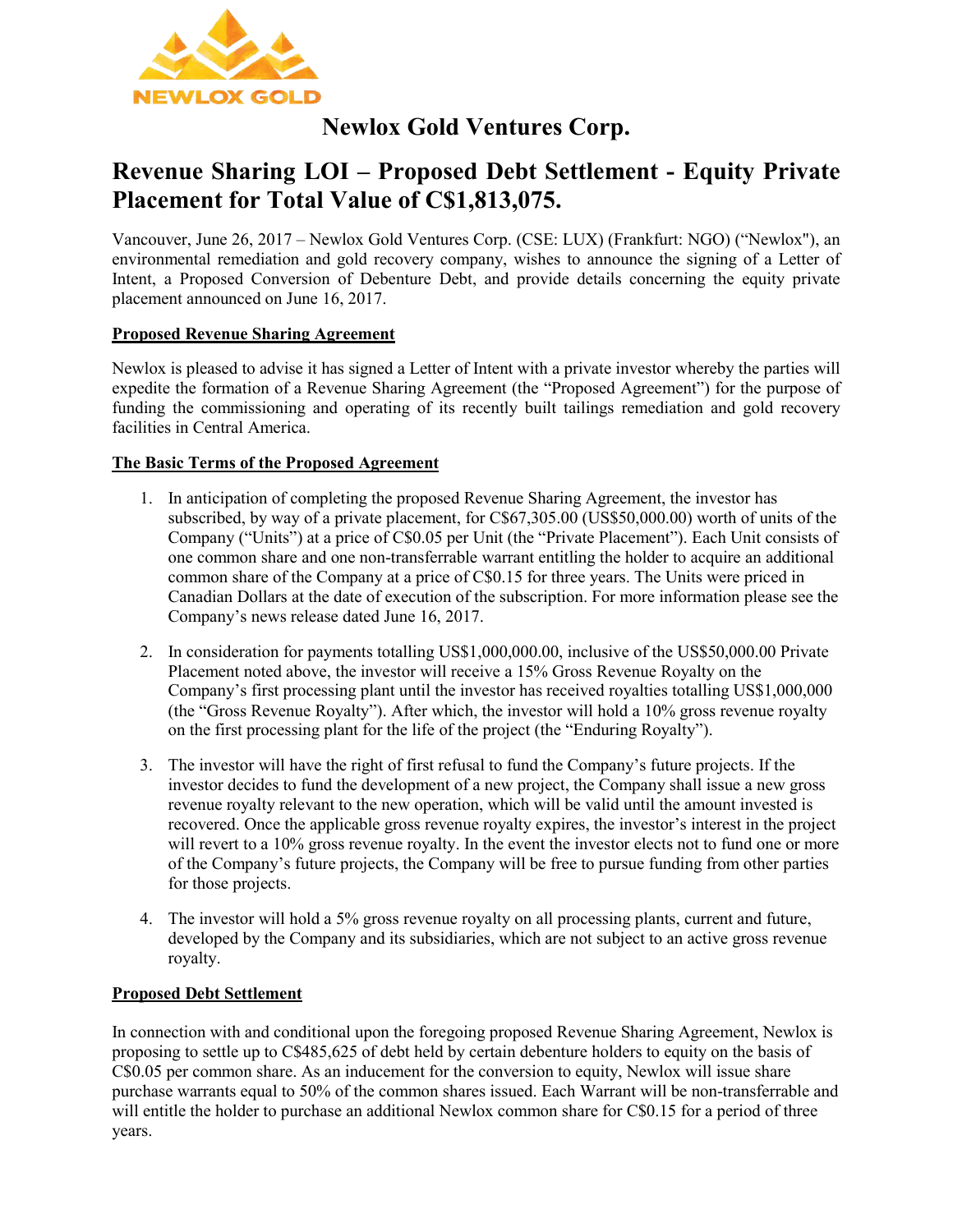# Newlox Gold Ventures Corp.

## Revenue Sharing LOI – Proposed Debt Settlement - Equity Private Placement for Total Value of C$1,813,075.

Vancouver, June 26, 2017 – Newlox Gold Ventures Corp. (CSE: LUX) (Frankfurt: NGO) ("Newlox"), an environmental remediation and gold recovery company, wishes to announce the signing of a Letter of Intent, a Proposed Conversion of Debenture Debt, and provide details concerning the equity private placement announced on June 16, 2017.

**Proposed Revenue Sharing Agreement**

Newlox is pleased to advise it has signed a Letter of Intent with a private investor whereby the parties will expedite the formation of a Revenue Sharing Agreement (the "Proposed Agreement") for the purpose of funding the commissioning and operating of its recently built tailings remediation and gold recovery facilities in Central America.

**The Basic Terms of the Proposed Agreement**

1. In anticipation of completing the proposed Revenue Sharing Agreement, the investor has subscribed, by way of a private placement, for C$67,305.00 (US$50,000.00) worth of units of the Company ("Units") at a price of C$0.05 per Unit (the "Private Placement"). Each Unit consists of one common share and one non-transferrable warrant entitling the holder to acquire an additional common share of the Company at a price of C$0.15 for three years. The Units were priced in Canadian Dollars at the date of execution of the subscription. For more information please see the Company's news release dated June 16, 2017.
2. In consideration for payments totalling US$1,000,000.00, inclusive of the US$50,000.00 Private Placement noted above, the investor will receive a 15% Gross Revenue Royalty on the Company's first processing plant until the investor has received royalties totalling US$1,000,000 (the "Gross Revenue Royalty"). After which, the investor will hold a 10% gross revenue royalty on the first processing plant for the life of the project (the "Enduring Royalty").
3. The investor will have the right of first refusal to fund the Company's future projects. If the investor decides to fund the development of a new project, the Company shall issue a new gross revenue royalty relevant to the new operation, which will be valid until the amount invested is recovered. Once the applicable gross revenue royalty expires, the investor's interest in the project will revert to a 10% gross revenue royalty. In the event the investor elects not to fund one or more of the Company's future projects, the Company will be free to pursue funding from other parties for those projects.
4. The investor will hold a 5% gross revenue royalty on all processing plants, current and future, developed by the Company and its subsidiaries, which are not subject to an active gross revenue royalty.

**Proposed Debt Settlement**

In connection with and conditional upon the foregoing proposed Revenue Sharing Agreement, Newlox is proposing to settle up to C$485,625 of debt held by certain debenture holders to equity on the basis of C$0.05 per common share. As an inducement for the conversion to equity, Newlox will issue share purchase warrants equal to 50% of the common shares issued. Each Warrant will be non-transferrable and will entitle the holder to purchase an additional Newlox common share for C$0.15 for a period of three years.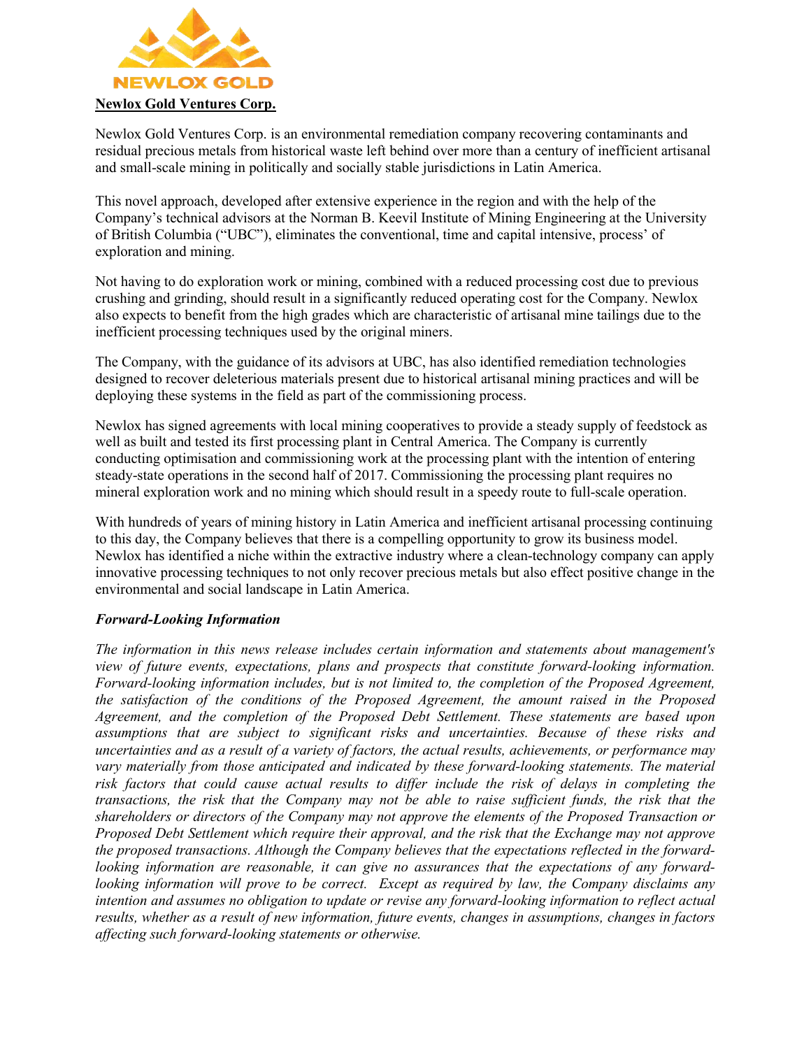**Newlox Gold Ventures Corp.**

Newlox Gold Ventures Corp. is an environmental remediation company recovering contaminants and residual precious metals from historical waste left behind over more than a century of inefficient artisanal and small-scale mining in politically and socially stable jurisdictions in Latin America.

This novel approach, developed after extensive experience in the region and with the help of the Company's technical advisors at the Norman B. Keevil Institute of Mining Engineering at the University of British Columbia ("UBC"), eliminates the conventional, time and capital intensive, process' of exploration and mining.

Not having to do exploration work or mining, combined with a reduced processing cost due to previous crushing and grinding, should result in a significantly reduced operating cost for the Company. Newlox also expects to benefit from the high grades which are characteristic of artisanal mine tailings due to the inefficient processing techniques used by the original miners.

The Company, with the guidance of its advisors at UBC, has also identified remediation technologies designed to recover deleterious materials present due to historical artisanal mining practices and will be deploying these systems in the field as part of the commissioning process.

Newlox has signed agreements with local mining cooperatives to provide a steady supply of feedstock as well as built and tested its first processing plant in Central America. The Company is currently conducting optimisation and commissioning work at the processing plant with the intention of entering steady-state operations in the second half of 2017. Commissioning the processing plant requires no mineral exploration work and no mining which should result in a speedy route to full-scale operation.

With hundreds of years of mining history in Latin America and inefficient artisanal processing continuing to this day, the Company believes that there is a compelling opportunity to grow its business model. Newlox has identified a niche within the extractive industry where a clean-technology company can apply innovative processing techniques to not only recover precious metals but also effect positive change in the environmental and social landscape in Latin America.

***Forward-Looking Information***

*The information in this news release includes certain information and statements about management's view of future events, expectations, plans and prospects that constitute forward-looking information. Forward-looking information includes, but is not limited to, the completion of the Proposed Agreement, the satisfaction of the conditions of the Proposed Agreement, the amount raised in the Proposed Agreement, and the completion of the Proposed Debt Settlement. These statements are based upon assumptions that are subject to significant risks and uncertainties. Because of these risks and uncertainties and as a result of a variety of factors, the actual results, achievements, or performance may vary materially from those anticipated and indicated by these forward-looking statements. The material risk factors that could cause actual results to differ include the risk of delays in completing the transactions, the risk that the Company may not be able to raise sufficient funds, the risk that the shareholders or directors of the Company may not approve the elements of the Proposed Transaction or Proposed Debt Settlement which require their approval, and the risk that the Exchange may not approve the proposed transactions. Although the Company believes that the expectations reflected in the forward-looking information are reasonable, it can give no assurances that the expectations of any forward-looking information will prove to be correct. Except as required by law, the Company disclaims any intention and assumes no obligation to update or revise any forward-looking information to reflect actual results, whether as a result of new information, future events, changes in assumptions, changes in factors affecting such forward-looking statements or otherwise.*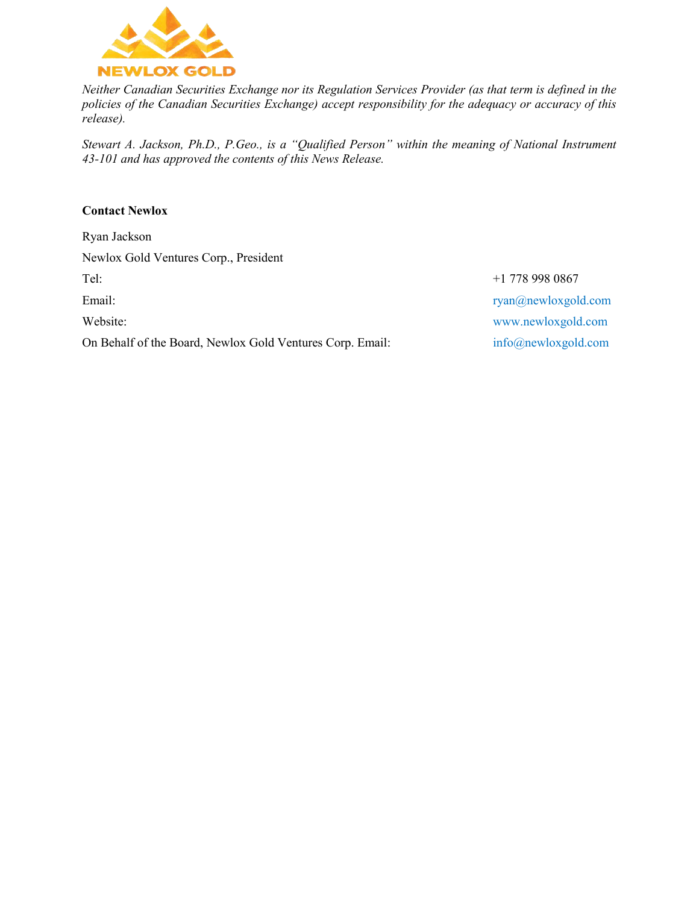*Neither Canadian Securities Exchange nor its Regulation Services Provider (as that term is defined in the policies of the Canadian Securities Exchange) accept responsibility for the adequacy or accuracy of this release).*

*Stewart A. Jackson, Ph.D., P.Geo., is a "Qualified Person" within the meaning of National Instrument 43-101 and has approved the contents of this News Release.*

**Contact Newlox**

Ryan Jackson

Newlox Gold Ventures Corp., President

| | |
|---|---|
| Tel: | +1 778 998 0867 |
| Email: | ryan@newloxgold.com |
| Website: | www.newloxgold.com |
| On Behalf of the Board, Newlox Gold Ventures Corp. Email: | info@newloxgold.com |